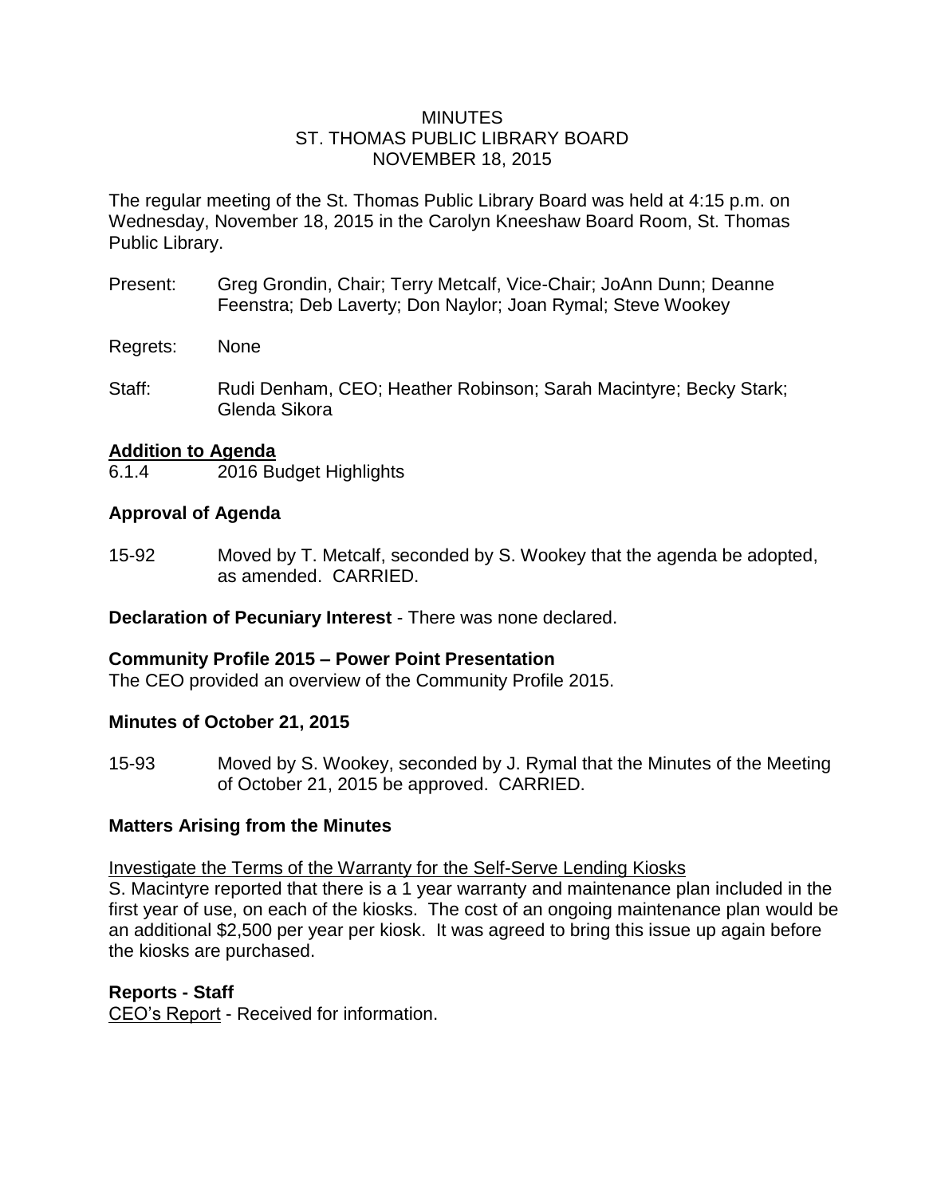# MINUTES
# ST. THOMAS PUBLIC LIBRARY BOARD
# NOVEMBER 18, 2015

The regular meeting of the St. Thomas Public Library Board was held at 4:15 p.m. on Wednesday, November 18, 2015 in the Carolyn Kneeshaw Board Room, St. Thomas Public Library.

Present: Greg Grondin, Chair; Terry Metcalf, Vice-Chair; JoAnn Dunn; Deanne Feenstra; Deb Laverty; Don Naylor; Joan Rymal; Steve Wookey

Regrets: None

Staff: Rudi Denham, CEO; Heather Robinson; Sarah Macintyre; Becky Stark; Glenda Sikora

**<u>Addition to Agenda</u>**

6.1.4 2016 Budget Highlights

**Approval of Agenda**

15-92 Moved by T. Metcalf, seconded by S. Wookey that the agenda be adopted, as amended. CARRIED.

**Declaration of Pecuniary Interest** - There was none declared.

**Community Profile 2015 – Power Point Presentation**

The CEO provided an overview of the Community Profile 2015.

**Minutes of October 21, 2015**

15-93 Moved by S. Wookey, seconded by J. Rymal that the Minutes of the Meeting of October 21, 2015 be approved. CARRIED.

**Matters Arising from the Minutes**

<u>Investigate the Terms of the Warranty for the Self-Serve Lending Kiosks</u>

S. Macintyre reported that there is a 1 year warranty and maintenance plan included in the first year of use, on each of the kiosks. The cost of an ongoing maintenance plan would be an additional $2,500 per year per kiosk. It was agreed to bring this issue up again before the kiosks are purchased.

**Reports - Staff**

<u>CEO's Report</u> - Received for information.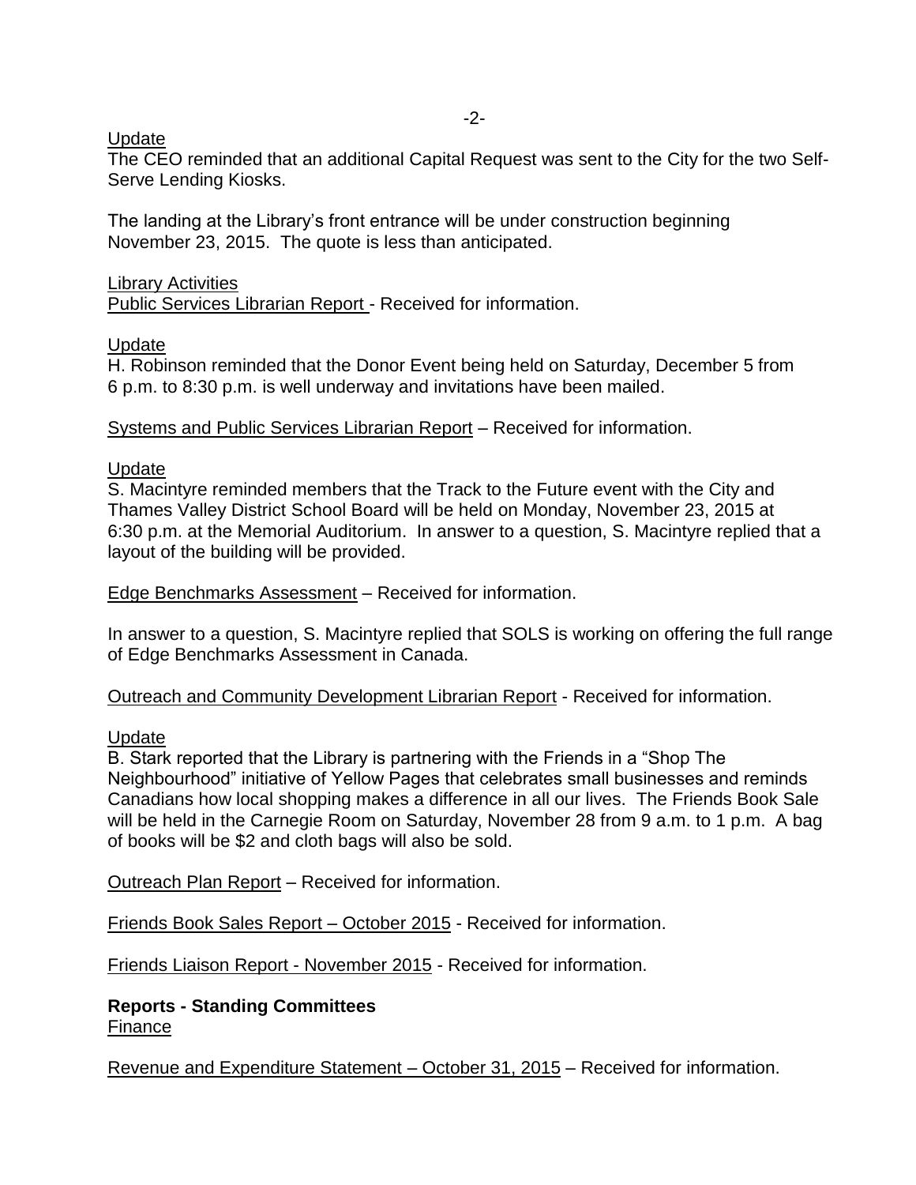Update

The CEO reminded that an additional Capital Request was sent to the City for the two Self-Serve Lending Kiosks.

The landing at the Library's front entrance will be under construction beginning November 23, 2015. The quote is less than anticipated.

Library Activities

Public Services Librarian Report - Received for information.

Update

H. Robinson reminded that the Donor Event being held on Saturday, December 5 from 6 p.m. to 8:30 p.m. is well underway and invitations have been mailed.

Systems and Public Services Librarian Report – Received for information.

Update

S. Macintyre reminded members that the Track to the Future event with the City and Thames Valley District School Board will be held on Monday, November 23, 2015 at 6:30 p.m. at the Memorial Auditorium. In answer to a question, S. Macintyre replied that a layout of the building will be provided.

Edge Benchmarks Assessment – Received for information.

In answer to a question, S. Macintyre replied that SOLS is working on offering the full range of Edge Benchmarks Assessment in Canada.

Outreach and Community Development Librarian Report - Received for information.

Update

B. Stark reported that the Library is partnering with the Friends in a "Shop The Neighbourhood" initiative of Yellow Pages that celebrates small businesses and reminds Canadians how local shopping makes a difference in all our lives. The Friends Book Sale will be held in the Carnegie Room on Saturday, November 28 from 9 a.m. to 1 p.m. A bag of books will be $2 and cloth bags will also be sold.

Outreach Plan Report – Received for information.

Friends Book Sales Report – October 2015 - Received for information.

Friends Liaison Report - November 2015 - Received for information.

**Reports - Standing Committees**

Finance

Revenue and Expenditure Statement – October 31, 2015 – Received for information.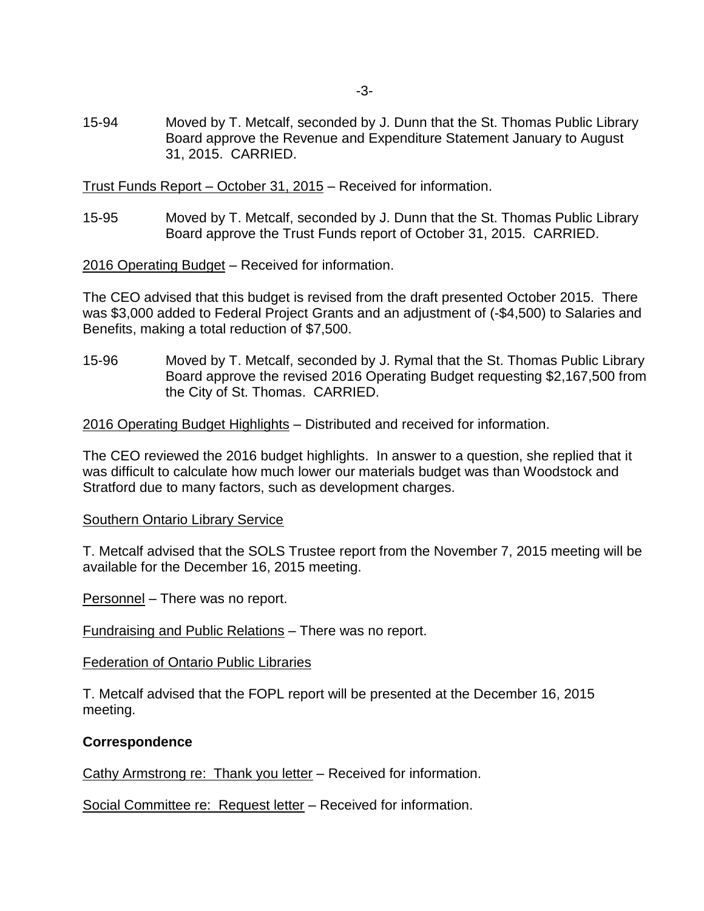15-94 Moved by T. Metcalf, seconded by J. Dunn that the St. Thomas Public Library Board approve the Revenue and Expenditure Statement January to August 31, 2015. CARRIED.

<u>Trust Funds Report – October 31, 2015</u> – Received for information.

15-95 Moved by T. Metcalf, seconded by J. Dunn that the St. Thomas Public Library Board approve the Trust Funds report of October 31, 2015. CARRIED.

<u>2016 Operating Budget</u> – Received for information.

The CEO advised that this budget is revised from the draft presented October 2015. There was $3,000 added to Federal Project Grants and an adjustment of (-$4,500) to Salaries and Benefits, making a total reduction of $7,500.

15-96 Moved by T. Metcalf, seconded by J. Rymal that the St. Thomas Public Library Board approve the revised 2016 Operating Budget requesting $2,167,500 from the City of St. Thomas. CARRIED.

<u>2016 Operating Budget Highlights</u> – Distributed and received for information.

The CEO reviewed the 2016 budget highlights. In answer to a question, she replied that it was difficult to calculate how much lower our materials budget was than Woodstock and Stratford due to many factors, such as development charges.

<u>Southern Ontario Library Service</u>

T. Metcalf advised that the SOLS Trustee report from the November 7, 2015 meeting will be available for the December 16, 2015 meeting.

<u>Personnel</u> – There was no report.

<u>Fundraising and Public Relations</u> – There was no report.

<u>Federation of Ontario Public Libraries</u>

T. Metcalf advised that the FOPL report will be presented at the December 16, 2015 meeting.

**Correspondence**

<u>Cathy Armstrong re: Thank you letter</u> – Received for information.

<u>Social Committee re: Request letter</u> – Received for information.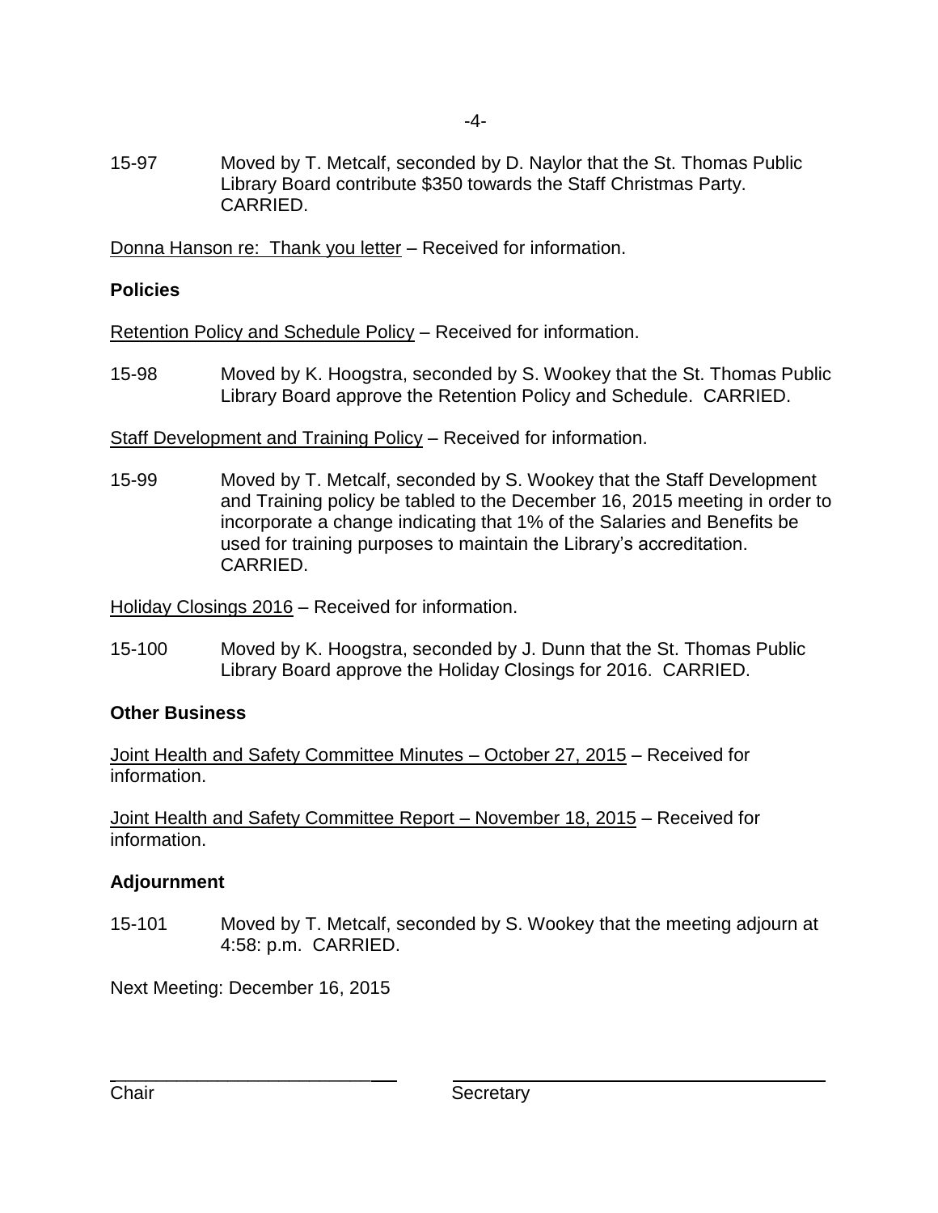15-97 Moved by T. Metcalf, seconded by D. Naylor that the St. Thomas Public Library Board contribute $350 towards the Staff Christmas Party. CARRIED.

Donna Hanson re: Thank you letter – Received for information.

**Policies**

Retention Policy and Schedule Policy – Received for information.

15-98 Moved by K. Hoogstra, seconded by S. Wookey that the St. Thomas Public Library Board approve the Retention Policy and Schedule. CARRIED.

Staff Development and Training Policy – Received for information.

15-99 Moved by T. Metcalf, seconded by S. Wookey that the Staff Development and Training policy be tabled to the December 16, 2015 meeting in order to incorporate a change indicating that 1% of the Salaries and Benefits be used for training purposes to maintain the Library's accreditation. CARRIED.

Holiday Closings 2016 – Received for information.

15-100 Moved by K. Hoogstra, seconded by J. Dunn that the St. Thomas Public Library Board approve the Holiday Closings for 2016. CARRIED.

**Other Business**

Joint Health and Safety Committee Minutes – October 27, 2015 – Received for information.

Joint Health and Safety Committee Report – November 18, 2015 – Received for information.

**Adjournment**

15-101 Moved by T. Metcalf, seconded by S. Wookey that the meeting adjourn at 4:58: p.m. CARRIED.

Next Meeting: December 16, 2015

Chair

Secretary